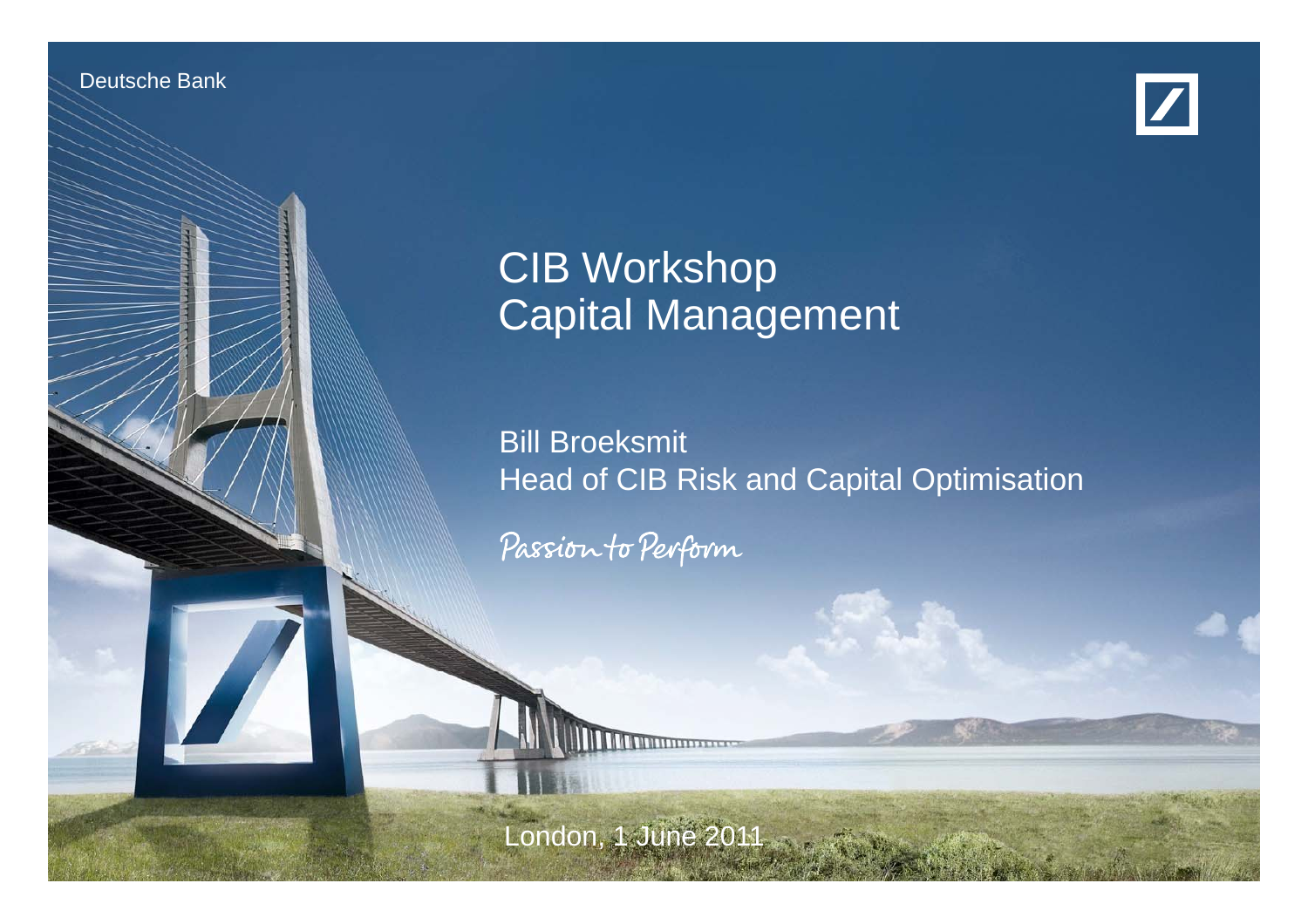Deutsche Bank

# CIB Workshop
# Capital Management

Bill Broeksmit
Head of CIB Risk and Capital Optimisation

Passion to Perform

London, 1 June 2011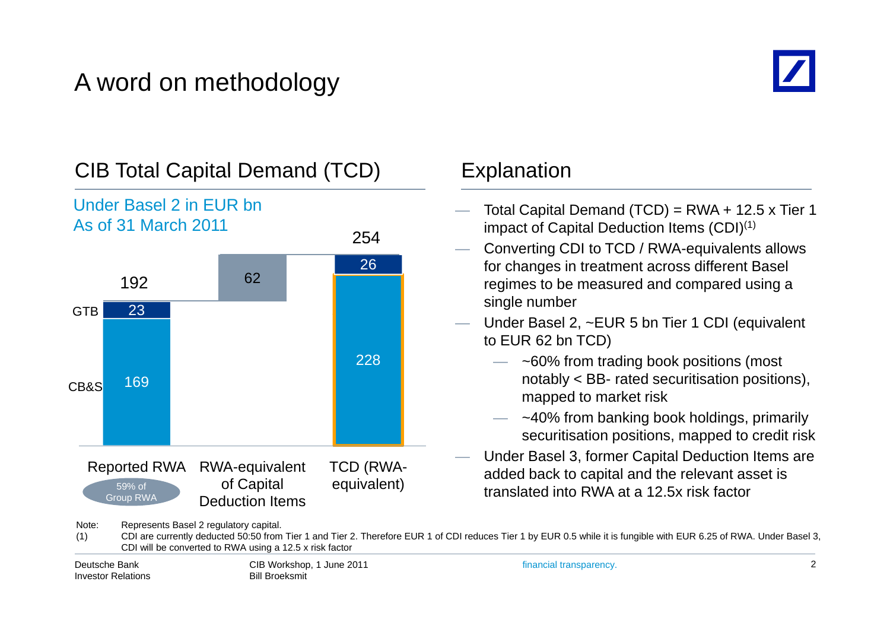# A word on methodology

## CIB Total Capital Demand (TCD)

Under Basel 2 in EUR bn
As of 31 March 2011

| | Reported RWA | RWA-equivalent of Capital Deduction Items | TCD (RWA-equivalent) |
|---|---|---|---|
| GTB | 23 | | 26 |
| CB&S | 169 | | 228 |
| Capital Deduction Items | | 62 | |
| Total | 192 | | 254 |

Reported RWA: 59% of Group RWA

## Explanation

- Total Capital Demand (TCD) = RWA + 12.5 x Tier 1 impact of Capital Deduction Items (CDI)(1)
- Converting CDI to TCD / RWA-equivalents allows for changes in treatment across different Basel regimes to be measured and compared using a single number
- Under Basel 2, ~EUR 5 bn Tier 1 CDI (equivalent to EUR 62 bn TCD)
  - ~60% from trading book positions (most notably < BB- rated securitisation positions), mapped to market risk
  - ~40% from banking book holdings, primarily securitisation positions, mapped to credit risk
- Under Basel 3, former Capital Deduction Items are added back to capital and the relevant asset is translated into RWA at a 12.5x risk factor

Note: Represents Basel 2 regulatory capital.
(1) CDI are currently deducted 50:50 from Tier 1 and Tier 2. Therefore EUR 1 of CDI reduces Tier 1 by EUR 0.5 while it is fungible with EUR 6.25 of RWA. Under Basel 3, CDI will be converted to RWA using a 12.5 x risk factor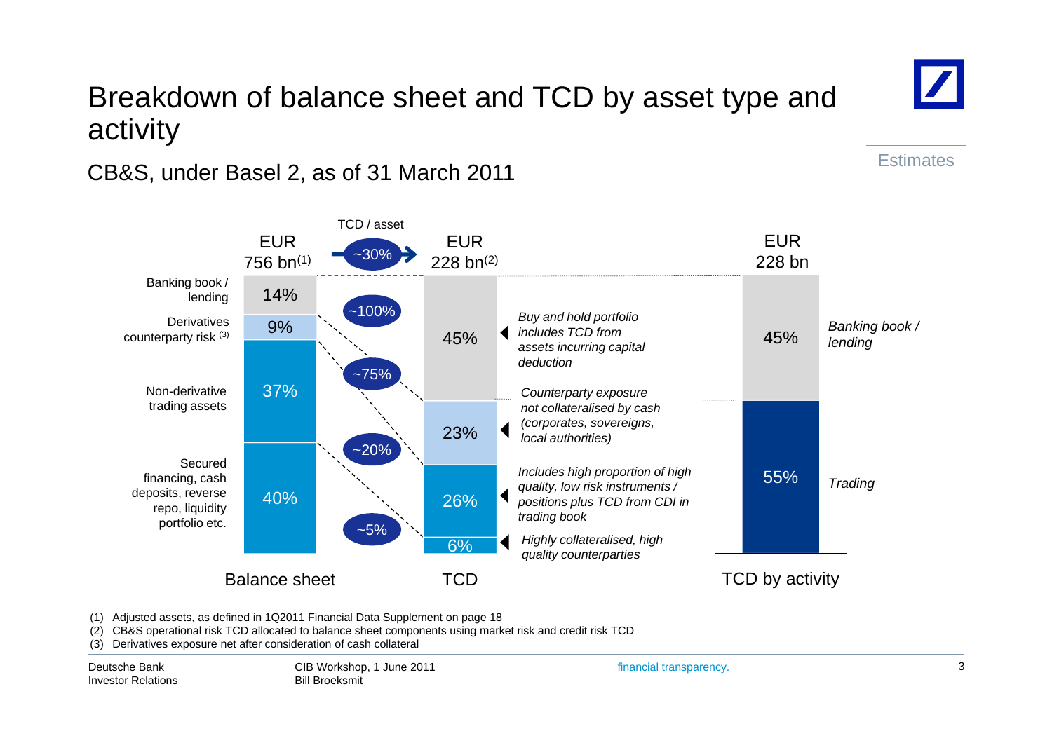# Breakdown of balance sheet and TCD by asset type and activity

## CB&S, under Basel 2, as of 31 March 2011

Estimates

TCD / asset

| | Balance sheet EUR 756 bn(1) | TCD / asset (~30%) | TCD EUR 228 bn(2) | |
|---|---|---|---|---|
| Banking book / lending | 14% | ~100% | 45% | *Buy and hold portfolio includes TCD from assets incurring capital deduction* |
| Derivatives counterparty risk (3) | 9% | ~75% | 23% | *Counterparty exposure not collateralised by cash (corporates, sovereigns, local authorities)* |
| Non-derivative trading assets | 37% | ~20% | 26% | *Includes high proportion of high quality, low risk instruments / positions plus TCD from CDI in trading book* |
| Secured financing, cash deposits, reverse repo, liquidity portfolio etc. | 40% | ~5% | 6% | *Highly collateralised, high quality counterparties* |

**TCD by activity** (EUR 228 bn)

| Activity | Share |
|---|---|
| *Banking book / lending* | 45% |
| *Trading* | 55% |

(1) Adjusted assets, as defined in 1Q2011 Financial Data Supplement on page 18
(2) CB&S operational risk TCD allocated to balance sheet components using market risk and credit risk TCD
(3) Derivatives exposure net after consideration of cash collateral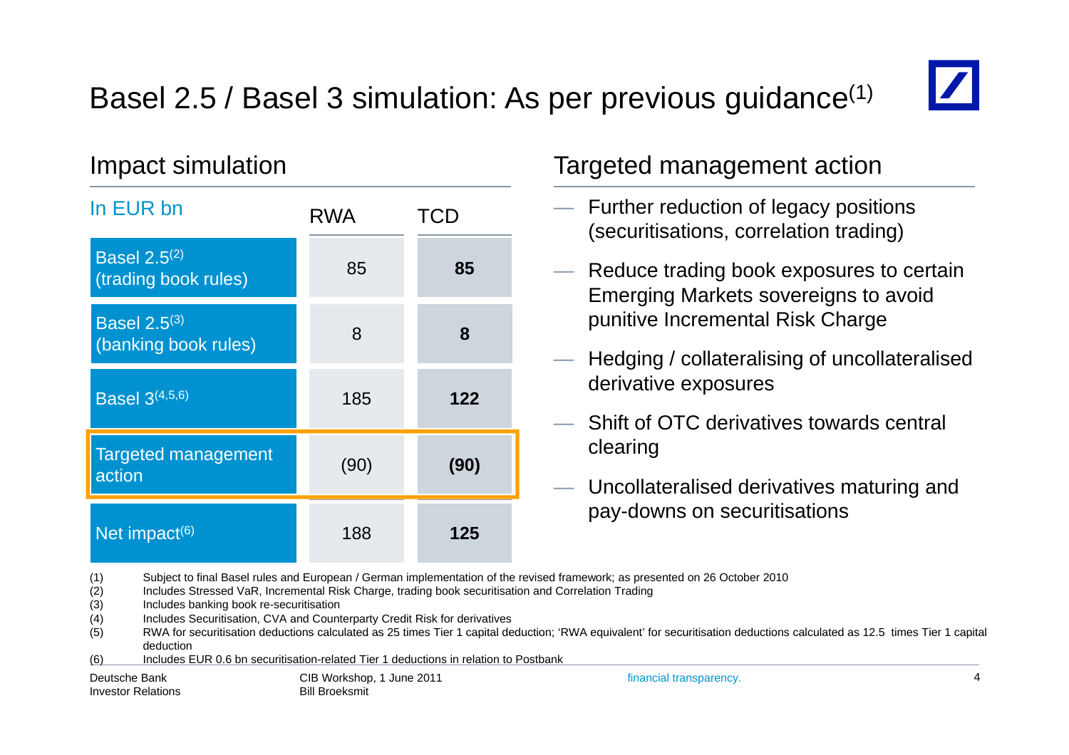# Basel 2.5 / Basel 3 simulation: As per previous guidance[1]

## Impact simulation

| In EUR bn | RWA | TCD |
|---|---|---|
| Basel 2.5[2] (trading book rules) | 85 | **85** |
| Basel 2.5[3] (banking book rules) | 8 | **8** |
| Basel 3[4,5,6] | 185 | **122** |
| Targeted management action | (90) | **(90)** |
| Net impact[6] | 188 | **125** |

## Targeted management action

- Further reduction of legacy positions (securitisations, correlation trading)
- Reduce trading book exposures to certain Emerging Markets sovereigns to avoid punitive Incremental Risk Charge
- Hedging / collateralising of uncollateralised derivative exposures
- Shift of OTC derivatives towards central clearing
- Uncollateralised derivatives maturing and pay-downs on securitisations

(1) Subject to final Basel rules and European / German implementation of the revised framework; as presented on 26 October 2010
(2) Includes Stressed VaR, Incremental Risk Charge, trading book securitisation and Correlation Trading
(3) Includes banking book re-securitisation
(4) Includes Securitisation, CVA and Counterparty Credit Risk for derivatives
(5) RWA for securitisation deductions calculated as 25 times Tier 1 capital deduction; 'RWA equivalent' for securitisation deductions calculated as 12.5 times Tier 1 capital deduction
(6) Includes EUR 0.6 bn securitisation-related Tier 1 deductions in relation to Postbank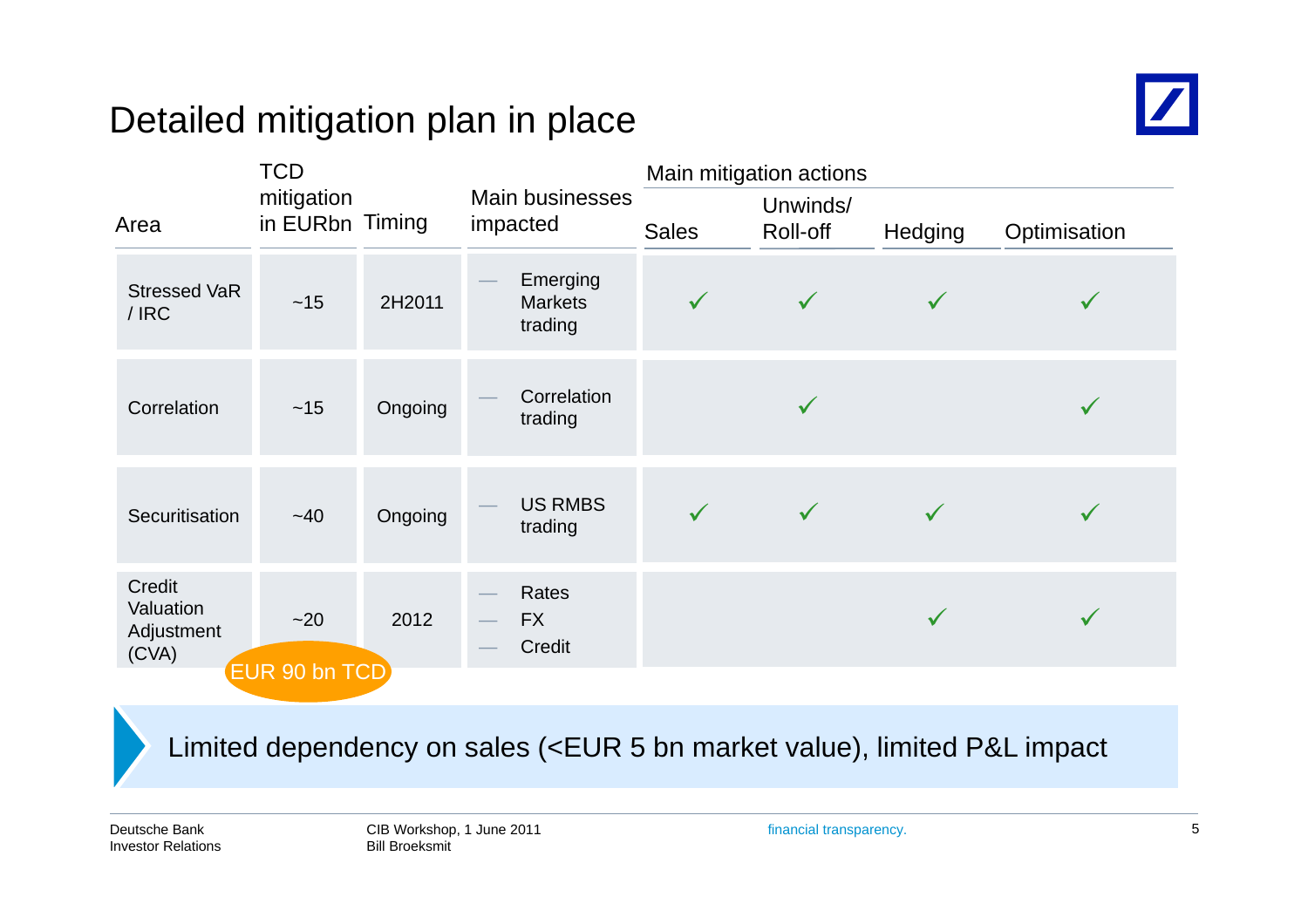# Detailed mitigation plan in place

| Area | TCD mitigation in EURbn | Timing | Main businesses impacted | Main mitigation actions | | | |
|---|---|---|---|---|---|---|---|
| | | | | Sales | Unwinds/ Roll-off | Hedging | Optimisation |
| Stressed VaR / IRC | ~15 | 2H2011 | — Emerging Markets trading | ✓ | ✓ | ✓ | ✓ |
| Correlation | ~15 | Ongoing | — Correlation trading | | ✓ | | ✓ |
| Securitisation | ~40 | Ongoing | — US RMBS trading | ✓ | ✓ | ✓ | ✓ |
| Credit Valuation Adjustment (CVA) | ~20 | 2012 | — Rates<br>— FX<br>— Credit | | | ✓ | ✓ |

EUR 90 bn TCD

Limited dependency on sales (<EUR 5 bn market value), limited P&L impact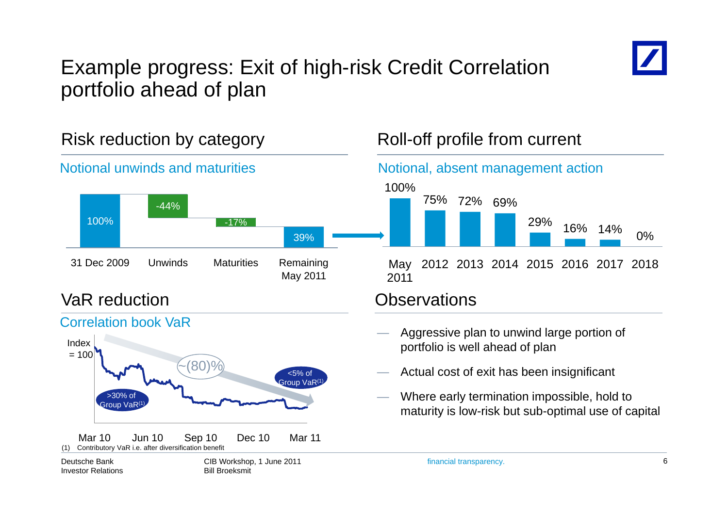# Example progress: Exit of high-risk Credit Correlation portfolio ahead of plan

## Risk reduction by category

### Notional unwinds and maturities

| 31 Dec 2009 | Unwinds | Maturities | Remaining May 2011 |
|---|---|---|---|
| 100% | -44% | -17% | 39% |

## Roll-off profile from current

### Notional, absent management action

| May 2011 | 2012 | 2013 | 2014 | 2015 | 2016 | 2017 | 2018 |
|---|---|---|---|---|---|---|---|
| 100% | 75% | 72% | 69% | 29% | 16% | 14% | 0% |

## VaR reduction

### Correlation book VaR

Index = 100

~(80)%

>30% of Group VaR[(1)]

<5% of Group VaR[(1)]

Mar 10 Jun 10 Sep 10 Dec 10 Mar 11

(1) Contributory VaR i.e. after diversification benefit

## Observations

- Aggressive plan to unwind large portion of portfolio is well ahead of plan
- Actual cost of exit has been insignificant
- Where early termination impossible, hold to maturity is low-risk but sub-optimal use of capital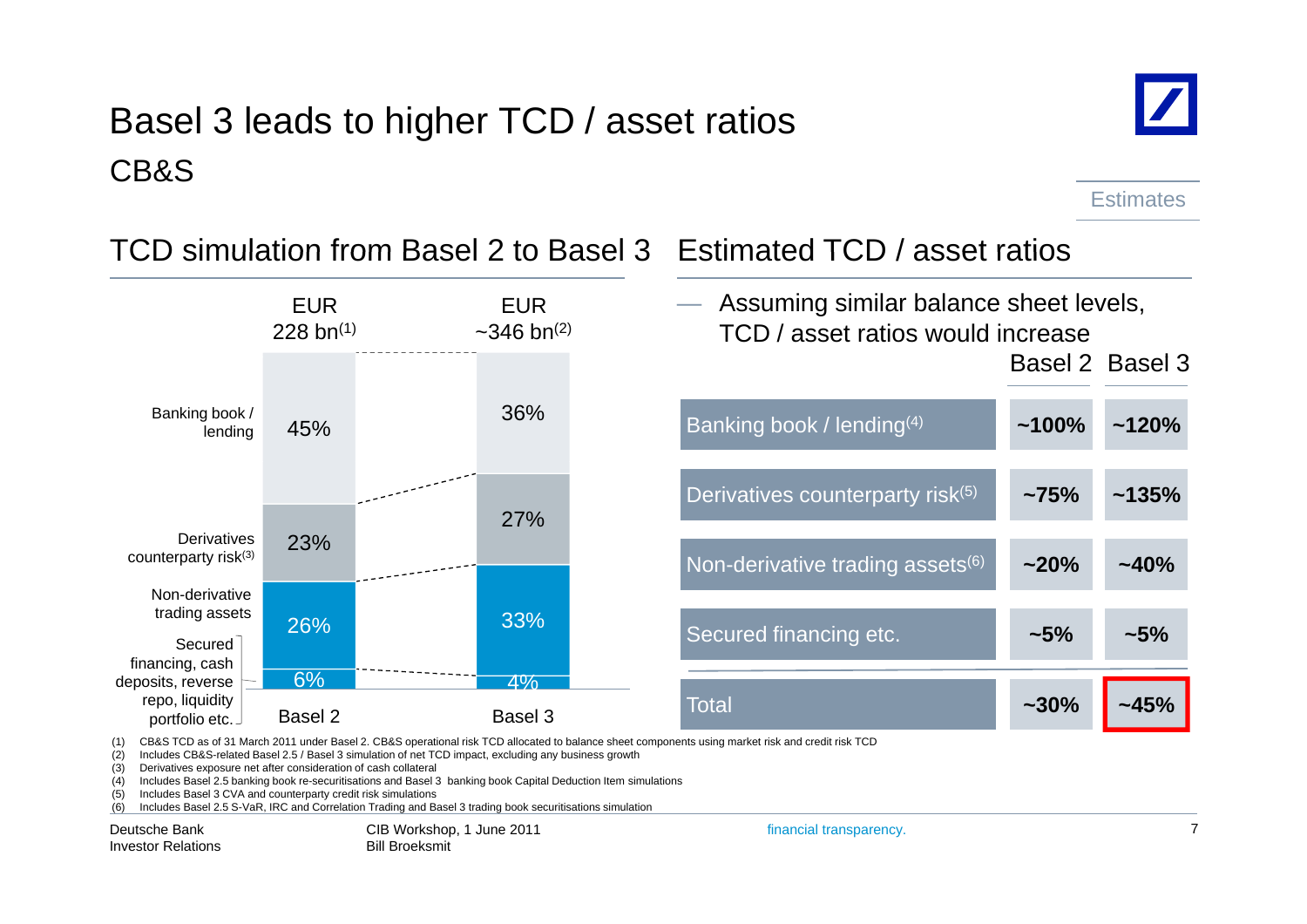# Basel 3 leads to higher TCD / asset ratios

## CB&S

Estimates

### TCD simulation from Basel 2 to Basel 3

| | Basel 2 (EUR 228 bn[1]) | Basel 3 (EUR ~346 bn[2]) |
|---|---|---|
| Banking book / lending | 45% | 36% |
| Derivatives counterparty risk[3] | 23% | 27% |
| Non-derivative trading assets | 26% | 33% |
| Secured financing, cash deposits, reverse repo, liquidity portfolio etc. | 6% | 4% |

### Estimated TCD / asset ratios

— Assuming similar balance sheet levels, TCD / asset ratios would increase

| | Basel 2 | Basel 3 |
|---|---|---|
| Banking book / lending[4] | ~100% | ~120% |
| Derivatives counterparty risk[5] | ~75% | ~135% |
| Non-derivative trading assets[6] | ~20% | ~40% |
| Secured financing etc. | ~5% | ~5% |
| Total | ~30% | ~45% |

(1) CB&S TCD as of 31 March 2011 under Basel 2. CB&S operational risk TCD allocated to balance sheet components using market risk and credit risk TCD
(2) Includes CB&S-related Basel 2.5 / Basel 3 simulation of net TCD impact, excluding any business growth
(3) Derivatives exposure net after consideration of cash collateral
(4) Includes Basel 2.5 banking book re-securitisations and Basel 3 banking book Capital Deduction Item simulations
(5) Includes Basel 3 CVA and counterparty credit risk simulations
(6) Includes Basel 2.5 S-VaR, IRC and Correlation Trading and Basel 3 trading book securitisations simulation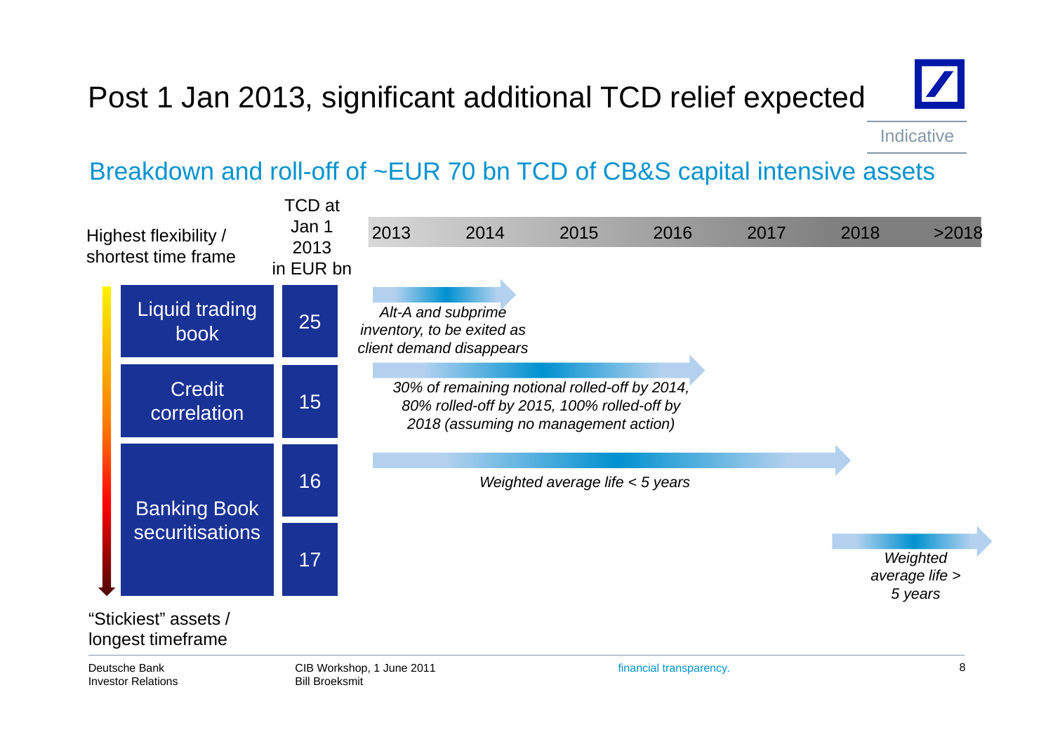# Post 1 Jan 2013, significant additional TCD relief expected

Indicative

## Breakdown and roll-off of ~EUR 70 bn TCD of CB&S capital intensive assets

Highest flexibility / shortest time frame

| | TCD at Jan 1 2013 in EUR bn | Roll-off (2013 – >2018) |
|---|---|---|
| Liquid trading book | 25 | *Alt-A and subprime inventory, to be exited as client demand disappears* (2013–2014) |
| Credit correlation | 15 | *30% of remaining notional rolled-off by 2014, 80% rolled-off by 2015, 100% rolled-off by 2018 (assuming no management action)* (2013–2016) |
| Banking Book securitisations | 16 | *Weighted average life < 5 years* (2013–2018) |
| | 17 | *Weighted average life > 5 years* (2018 – >2018) |

“Stickiest” assets / longest timeframe

Deutsche Bank Investor Relations

CIB Workshop, 1 June 2011
Bill Broeksmit

financial transparency.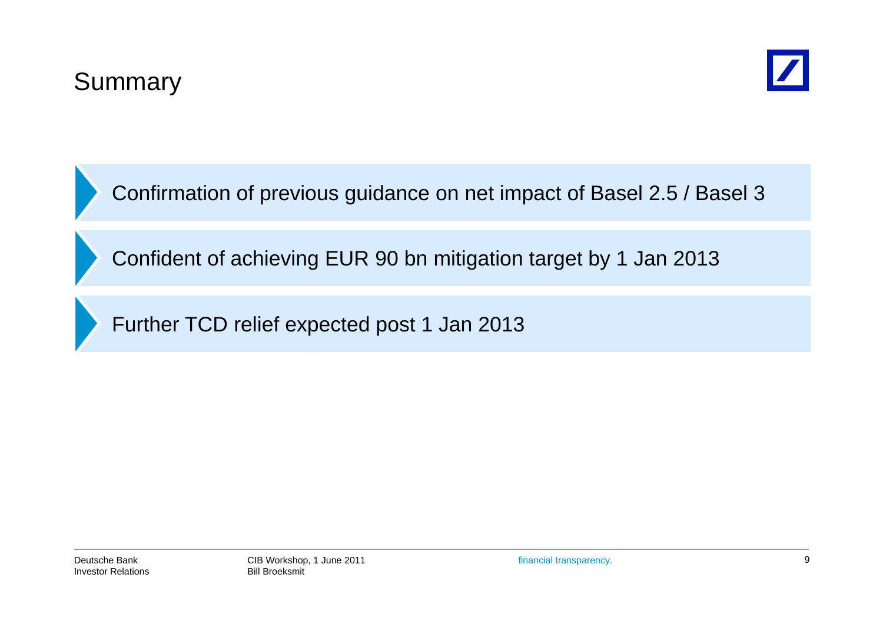# Summary

- Confirmation of previous guidance on net impact of Basel 2.5 / Basel 3
- Confident of achieving EUR 90 bn mitigation target by 1 Jan 2013
- Further TCD relief expected post 1 Jan 2013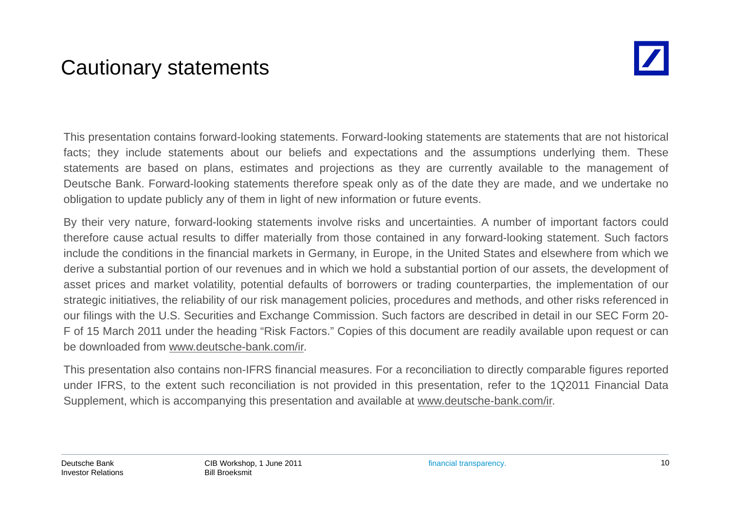# Cautionary statements

This presentation contains forward-looking statements. Forward-looking statements are statements that are not historical facts; they include statements about our beliefs and expectations and the assumptions underlying them. These statements are based on plans, estimates and projections as they are currently available to the management of Deutsche Bank. Forward-looking statements therefore speak only as of the date they are made, and we undertake no obligation to update publicly any of them in light of new information or future events.

By their very nature, forward-looking statements involve risks and uncertainties. A number of important factors could therefore cause actual results to differ materially from those contained in any forward-looking statement. Such factors include the conditions in the financial markets in Germany, in Europe, in the United States and elsewhere from which we derive a substantial portion of our revenues and in which we hold a substantial portion of our assets, the development of asset prices and market volatility, potential defaults of borrowers or trading counterparties, the implementation of our strategic initiatives, the reliability of our risk management policies, procedures and methods, and other risks referenced in our filings with the U.S. Securities and Exchange Commission. Such factors are described in detail in our SEC Form 20-F of 15 March 2011 under the heading "Risk Factors." Copies of this document are readily available upon request or can be downloaded from www.deutsche-bank.com/ir.

This presentation also contains non-IFRS financial measures. For a reconciliation to directly comparable figures reported under IFRS, to the extent such reconciliation is not provided in this presentation, refer to the 1Q2011 Financial Data Supplement, which is accompanying this presentation and available at www.deutsche-bank.com/ir.